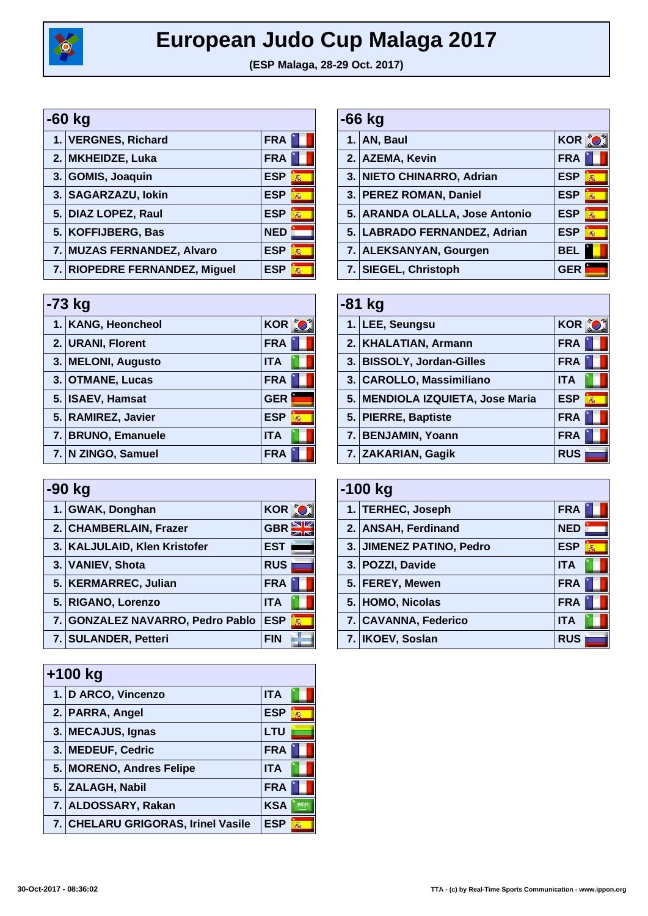# European Judo Cup Malaga 2017

**(ESP Malaga, 28-29 Oct. 2017)**

## -60 kg

| | | |
|---|---|---|
| 1. | VERGNES, Richard | FRA |
| 2. | MKHEIDZE, Luka | FRA |
| 3. | GOMIS, Joaquin | ESP |
| 3. | SAGARZAZU, Iokin | ESP |
| 5. | DIAZ LOPEZ, Raul | ESP |
| 5. | KOFFIJBERG, Bas | NED |
| 7. | MUZAS FERNANDEZ, Alvaro | ESP |
| 7. | RIOPEDRE FERNANDEZ, Miguel | ESP |

## -66 kg

| | | |
|---|---|---|
| 1. | AN, Baul | KOR |
| 2. | AZEMA, Kevin | FRA |
| 3. | NIETO CHINARRO, Adrian | ESP |
| 3. | PEREZ ROMAN, Daniel | ESP |
| 5. | ARANDA OLALLA, Jose Antonio | ESP |
| 5. | LABRADO FERNANDEZ, Adrian | ESP |
| 7. | ALEKSANYAN, Gourgen | BEL |
| 7. | SIEGEL, Christoph | GER |

## -73 kg

| | | |
|---|---|---|
| 1. | KANG, Heoncheol | KOR |
| 2. | URANI, Florent | FRA |
| 3. | MELONI, Augusto | ITA |
| 3. | OTMANE, Lucas | FRA |
| 5. | ISAEV, Hamsat | GER |
| 5. | RAMIREZ, Javier | ESP |
| 7. | BRUNO, Emanuele | ITA |
| 7. | N ZINGO, Samuel | FRA |

## -81 kg

| | | |
|---|---|---|
| 1. | LEE, Seungsu | KOR |
| 2. | KHALATIAN, Armann | FRA |
| 3. | BISSOLY, Jordan-Gilles | FRA |
| 3. | CAROLLO, Massimiliano | ITA |
| 5. | MENDIOLA IZQUIETA, Jose Maria | ESP |
| 5. | PIERRE, Baptiste | FRA |
| 7. | BENJAMIN, Yoann | FRA |
| 7. | ZAKARIAN, Gagik | RUS |

## -90 kg

| | | |
|---|---|---|
| 1. | GWAK, Donghan | KOR |
| 2. | CHAMBERLAIN, Frazer | GBR |
| 3. | KALJULAID, Klen Kristofer | EST |
| 3. | VANIEV, Shota | RUS |
| 5. | KERMARREC, Julian | FRA |
| 5. | RIGANO, Lorenzo | ITA |
| 7. | GONZALEZ NAVARRO, Pedro Pablo | ESP |
| 7. | SULANDER, Petteri | FIN |

## -100 kg

| | | |
|---|---|---|
| 1. | TERHEC, Joseph | FRA |
| 2. | ANSAH, Ferdinand | NED |
| 3. | JIMENEZ PATINO, Pedro | ESP |
| 3. | POZZI, Davide | ITA |
| 5. | FEREY, Mewen | FRA |
| 5. | HOMO, Nicolas | FRA |
| 7. | CAVANNA, Federico | ITA |
| 7. | IKOEV, Soslan | RUS |

## +100 kg

| | | |
|---|---|---|
| 1. | D ARCO, Vincenzo | ITA |
| 2. | PARRA, Angel | ESP |
| 3. | MECAJUS, Ignas | LTU |
| 3. | MEDEUF, Cedric | FRA |
| 5. | MORENO, Andres Felipe | ITA |
| 5. | ZALAGH, Nabil | FRA |
| 7. | ALDOSSARY, Rakan | KSA |
| 7. | CHELARU GRIGORAS, Irinel Vasile | ESP |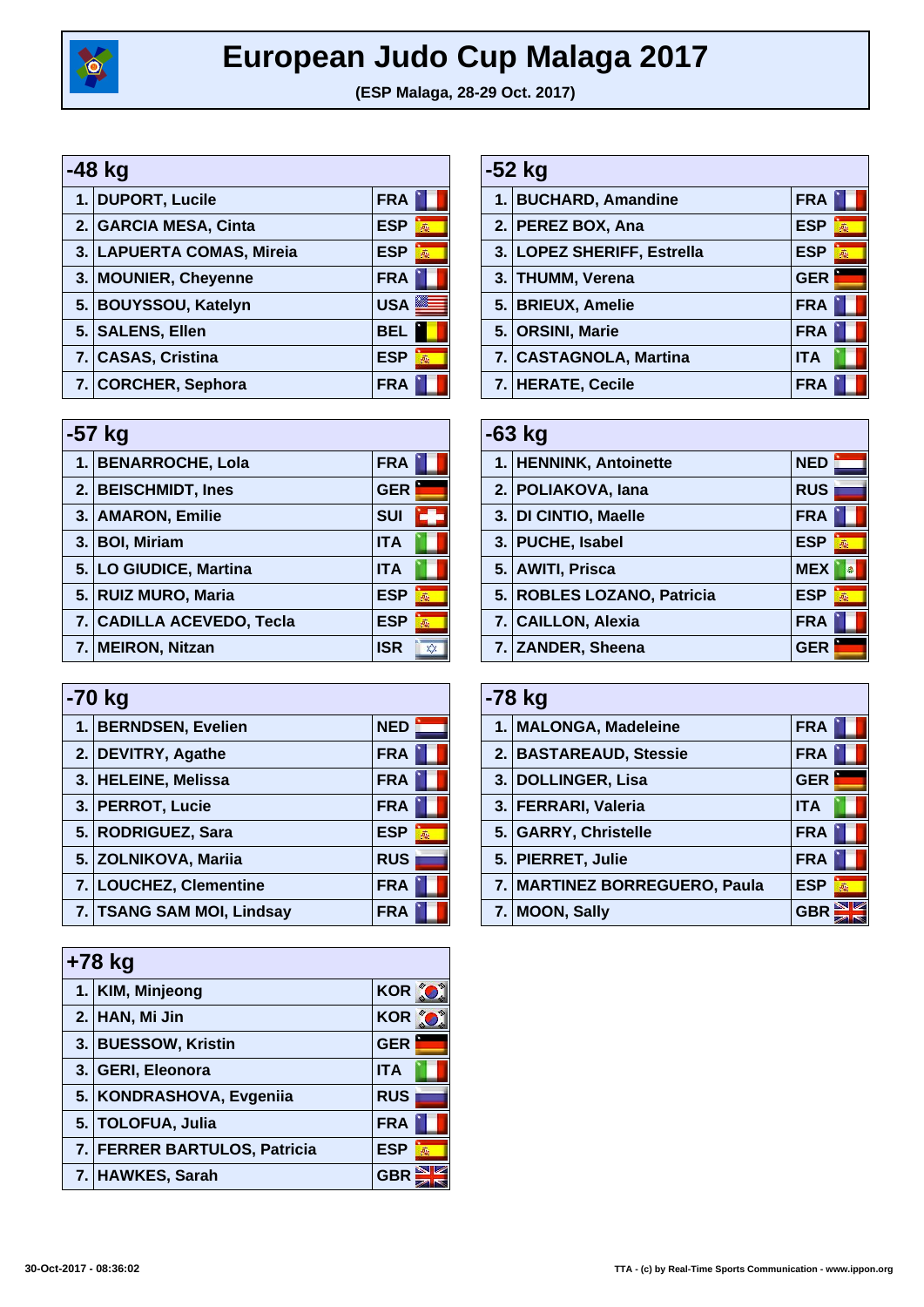# European Judo Cup Malaga 2017

**(ESP Malaga, 28-29 Oct. 2017)**

## -48 kg

| | | |
|---|---|---|
| 1. | DUPORT, Lucile | FRA |
| 2. | GARCIA MESA, Cinta | ESP |
| 3. | LAPUERTA COMAS, Mireia | ESP |
| 3. | MOUNIER, Cheyenne | FRA |
| 5. | BOUYSSOU, Katelyn | USA |
| 5. | SALENS, Ellen | BEL |
| 7. | CASAS, Cristina | ESP |
| 7. | CORCHER, Sephora | FRA |

## -52 kg

| | | |
|---|---|---|
| 1. | BUCHARD, Amandine | FRA |
| 2. | PEREZ BOX, Ana | ESP |
| 3. | LOPEZ SHERIFF, Estrella | ESP |
| 3. | THUMM, Verena | GER |
| 5. | BRIEUX, Amelie | FRA |
| 5. | ORSINI, Marie | FRA |
| 7. | CASTAGNOLA, Martina | ITA |
| 7. | HERATE, Cecile | FRA |

## -57 kg

| | | |
|---|---|---|
| 1. | BENARROCHE, Lola | FRA |
| 2. | BEISCHMIDT, Ines | GER |
| 3. | AMARON, Emilie | SUI |
| 3. | BOI, Miriam | ITA |
| 5. | LO GIUDICE, Martina | ITA |
| 5. | RUIZ MURO, Maria | ESP |
| 7. | CADILLA ACEVEDO, Tecla | ESP |
| 7. | MEIRON, Nitzan | ISR |

## -63 kg

| | | |
|---|---|---|
| 1. | HENNINK, Antoinette | NED |
| 2. | POLIAKOVA, Iana | RUS |
| 3. | DI CINTIO, Maelle | FRA |
| 3. | PUCHE, Isabel | ESP |
| 5. | AWITI, Prisca | MEX |
| 5. | ROBLES LOZANO, Patricia | ESP |
| 7. | CAILLON, Alexia | FRA |
| 7. | ZANDER, Sheena | GER |

## -70 kg

| | | |
|---|---|---|
| 1. | BERNDSEN, Evelien | NED |
| 2. | DEVITRY, Agathe | FRA |
| 3. | HELEINE, Melissa | FRA |
| 3. | PERROT, Lucie | FRA |
| 5. | RODRIGUEZ, Sara | ESP |
| 5. | ZOLNIKOVA, Mariia | RUS |
| 7. | LOUCHEZ, Clementine | FRA |
| 7. | TSANG SAM MOI, Lindsay | FRA |

## -78 kg

| | | |
|---|---|---|
| 1. | MALONGA, Madeleine | FRA |
| 2. | BASTAREAUD, Stessie | FRA |
| 3. | DOLLINGER, Lisa | GER |
| 3. | FERRARI, Valeria | ITA |
| 5. | GARRY, Christelle | FRA |
| 5. | PIERRET, Julie | FRA |
| 7. | MARTINEZ BORREGUERO, Paula | ESP |
| 7. | MOON, Sally | GBR |

## +78 kg

| | | |
|---|---|---|
| 1. | KIM, Minjeong | KOR |
| 2. | HAN, Mi Jin | KOR |
| 3. | BUESSOW, Kristin | GER |
| 3. | GERI, Eleonora | ITA |
| 5. | KONDRASHOVA, Evgeniia | RUS |
| 5. | TOLOFUA, Julia | FRA |
| 7. | FERRER BARTULOS, Patricia | ESP |
| 7. | HAWKES, Sarah | GBR |

30-Oct-2017 - 08:36:02

TTA - (c) by Real-Time Sports Communication - www.ippon.org